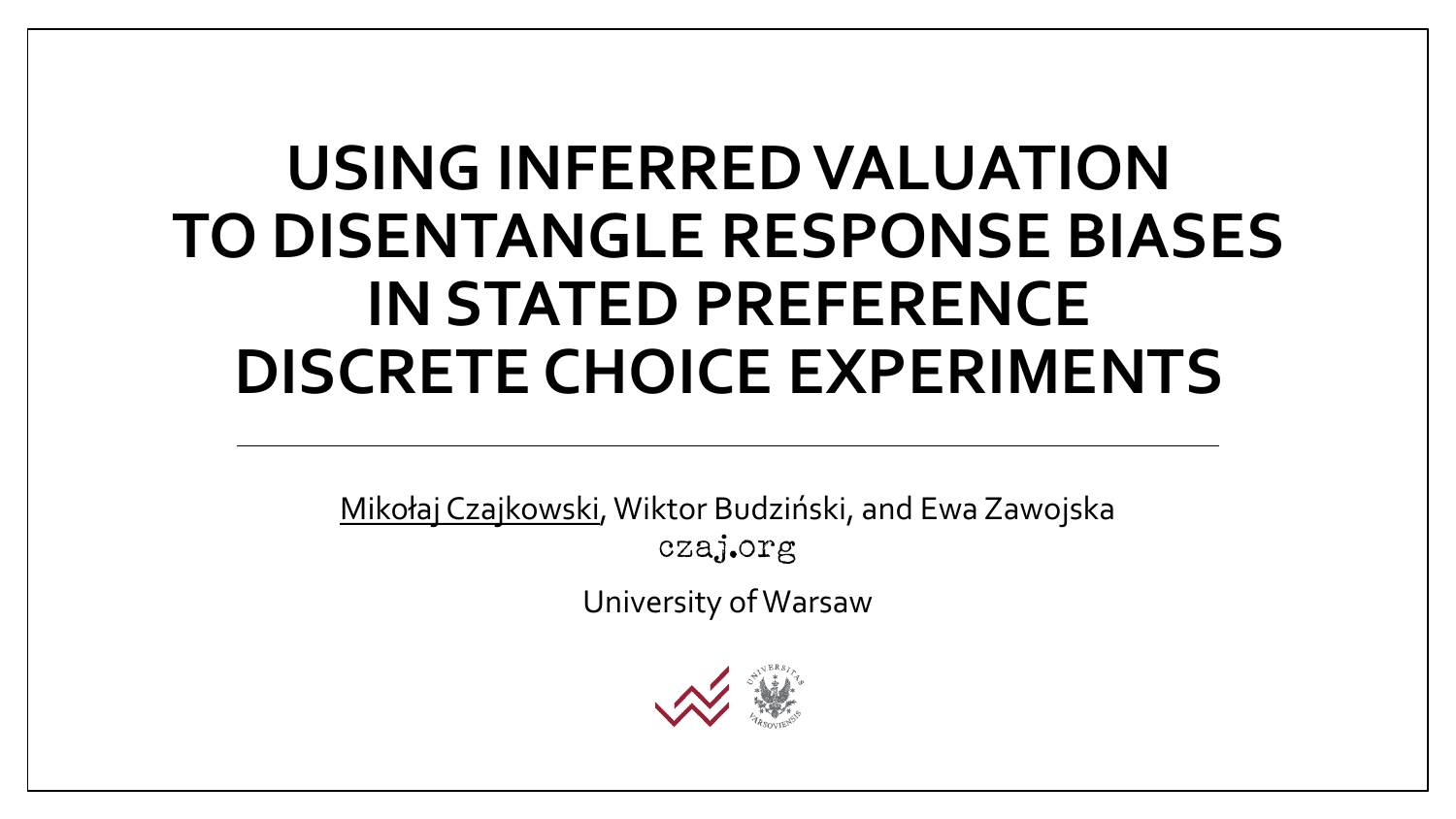# USING INFERRED VALUATION TO DISENTANGLE RESPONSE BIASES IN STATED PREFERENCE DISCRETE CHOICE EXPERIMENTS

Mikołaj Czajkowski, Wiktor Budziński, and Ewa Zawojska

czaj.org

University of Warsaw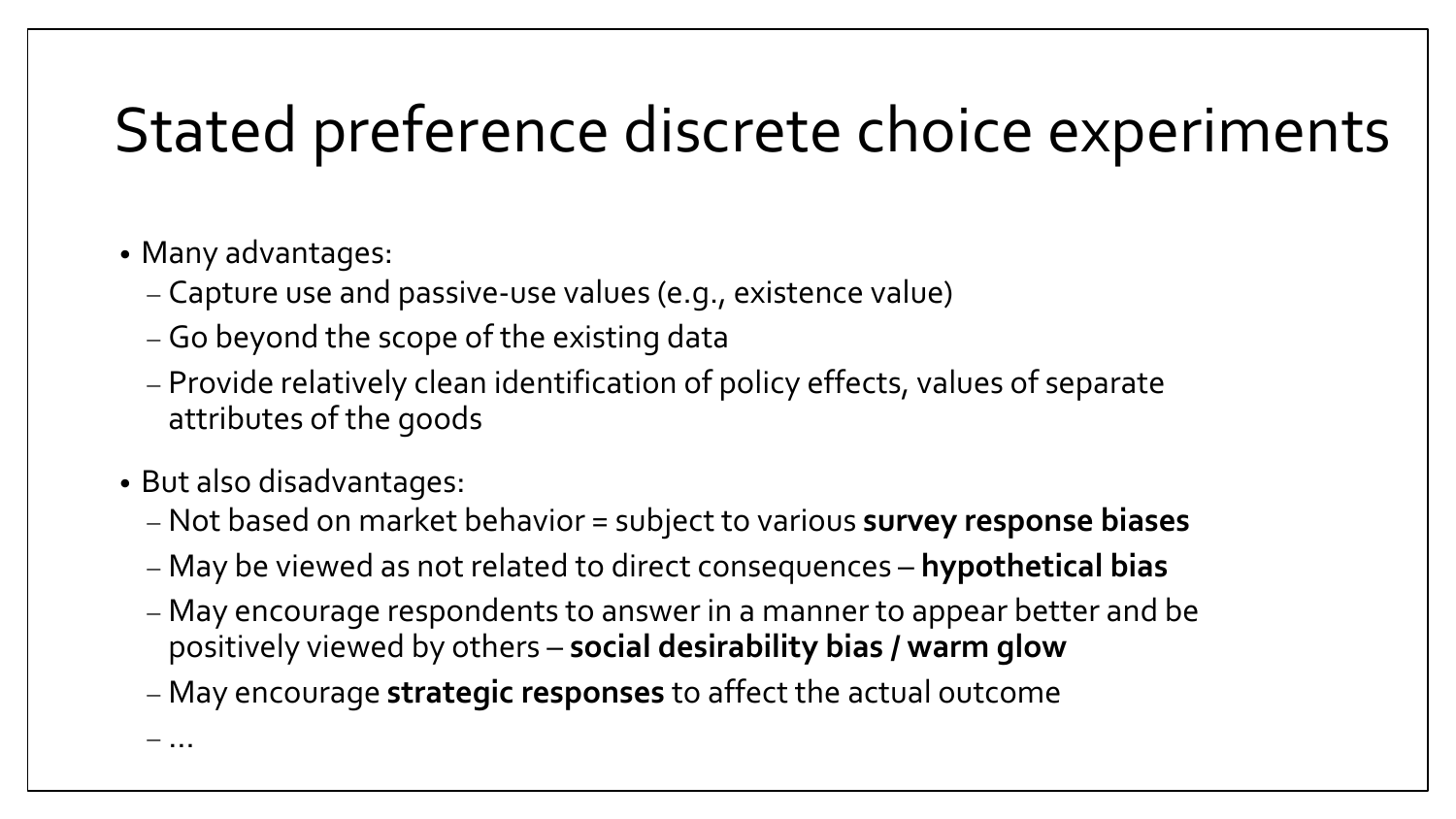# Stated preference discrete choice experiments

- Many advantages:
  - Capture use and passive-use values (e.g., existence value)
  - Go beyond the scope of the existing data
  - Provide relatively clean identification of policy effects, values of separate attributes of the goods
- But also disadvantages:
  - Not based on market behavior = subject to various **survey response biases**
  - May be viewed as not related to direct consequences – **hypothetical bias**
  - May encourage respondents to answer in a manner to appear better and be positively viewed by others – **social desirability bias / warm glow**
  - May encourage **strategic responses** to affect the actual outcome
  - …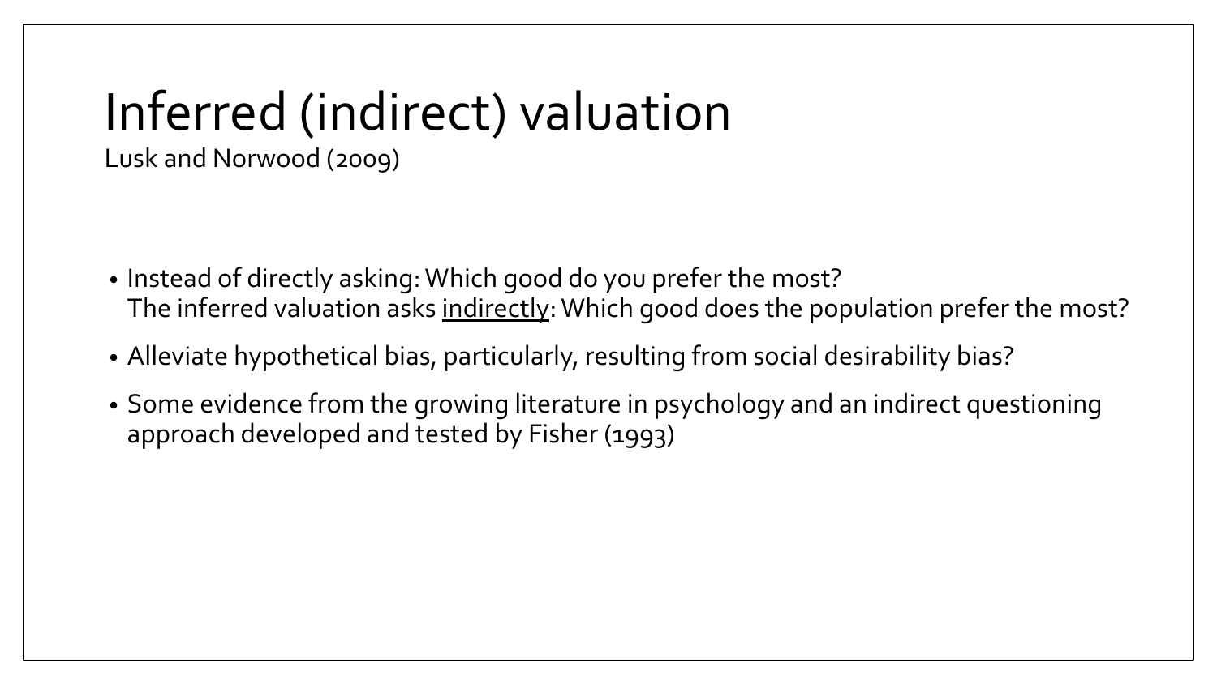# Inferred (indirect) valuation

Lusk and Norwood (2009)

- Instead of directly asking: Which good do you prefer the most?
  The inferred valuation asks <u>indirectly</u>: Which good does the population prefer the most?
- Alleviate hypothetical bias, particularly, resulting from social desirability bias?
- Some evidence from the growing literature in psychology and an indirect questioning approach developed and tested by Fisher (1993)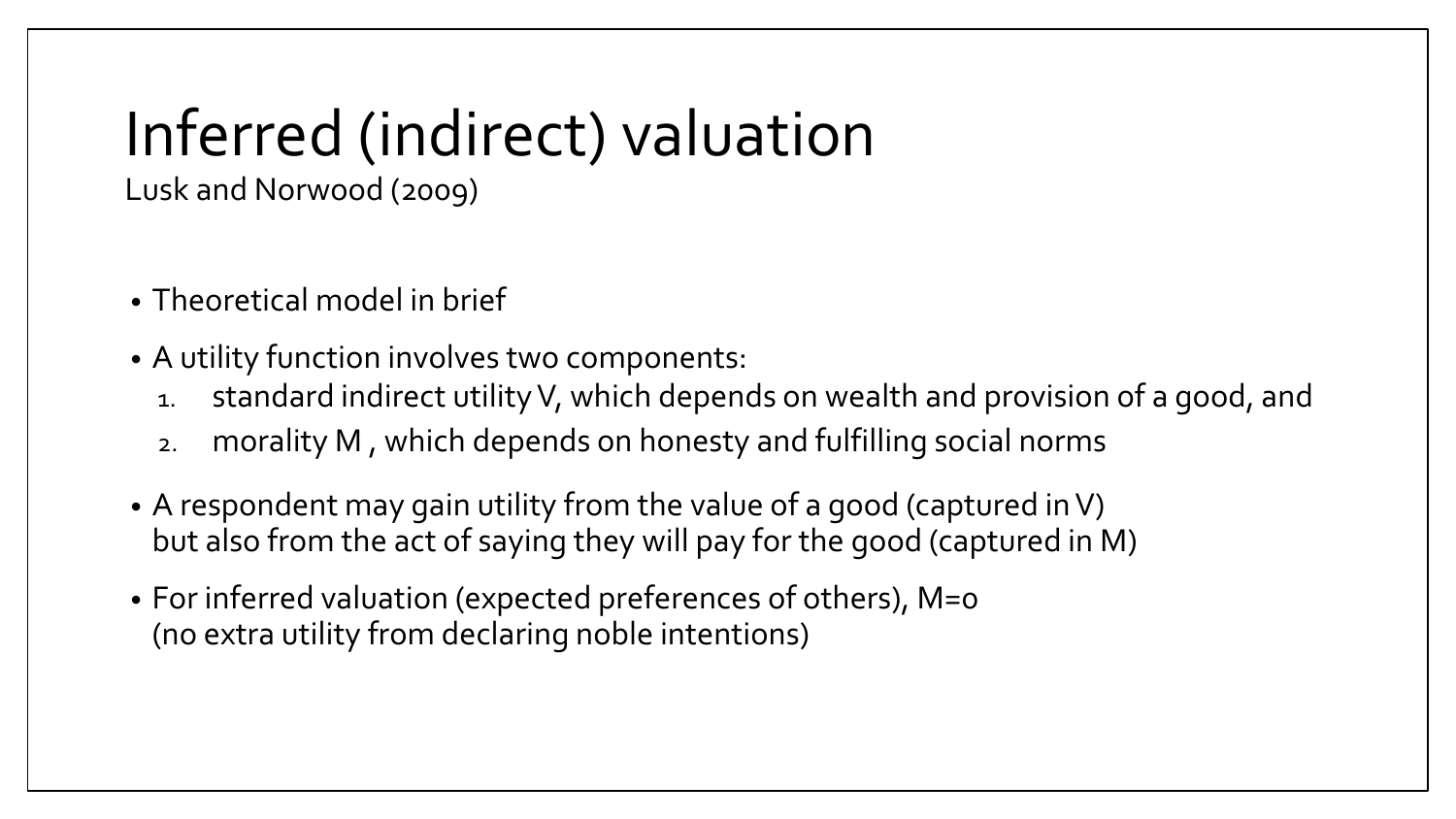# Inferred (indirect) valuation

Lusk and Norwood (2009)

- Theoretical model in brief
- A utility function involves two components:
  1. standard indirect utility V, which depends on wealth and provision of a good, and
  2. morality M , which depends on honesty and fulfilling social norms
- A respondent may gain utility from the value of a good (captured in V) but also from the act of saying they will pay for the good (captured in M)
- For inferred valuation (expected preferences of others), M=0 (no extra utility from declaring noble intentions)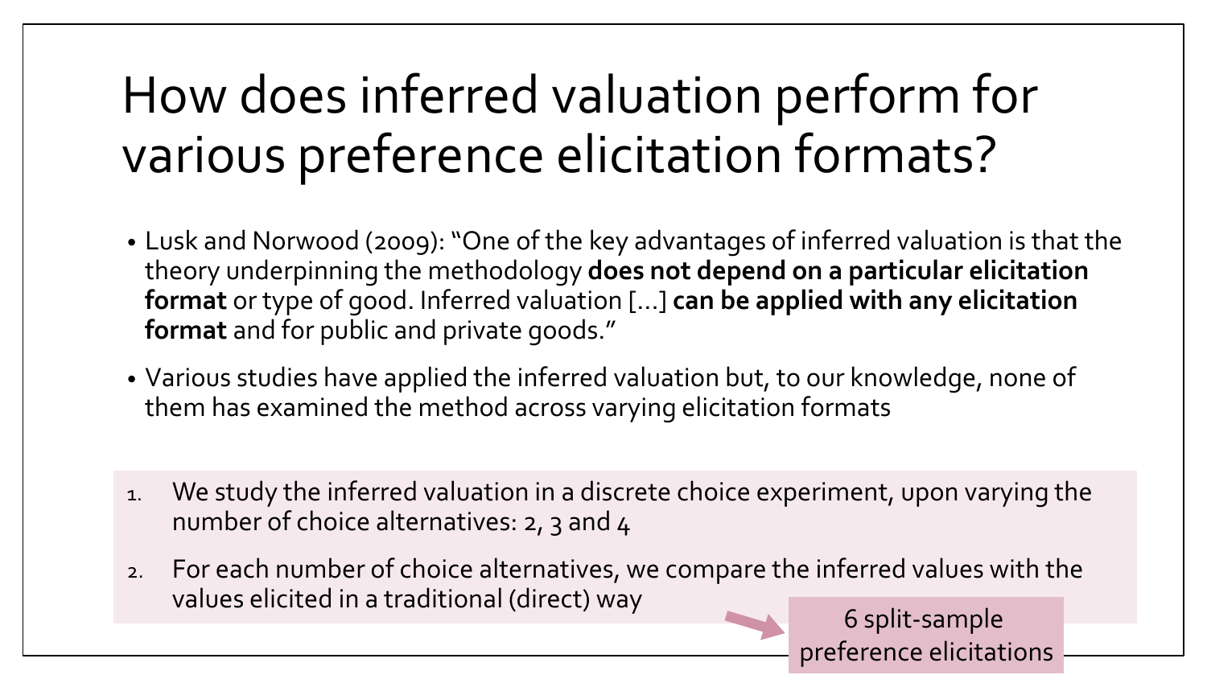# How does inferred valuation perform for various preference elicitation formats?

- Lusk and Norwood (2009): "One of the key advantages of inferred valuation is that the theory underpinning the methodology **does not depend on a particular elicitation format** or type of good. Inferred valuation [...] **can be applied with any elicitation format** and for public and private goods."
- Various studies have applied the inferred valuation but, to our knowledge, none of them has examined the method across varying elicitation formats

1. We study the inferred valuation in a discrete choice experiment, upon varying the number of choice alternatives: 2, 3 and 4
2. For each number of choice alternatives, we compare the inferred values with the values elicited in a traditional (direct) way

6 split-sample preference elicitations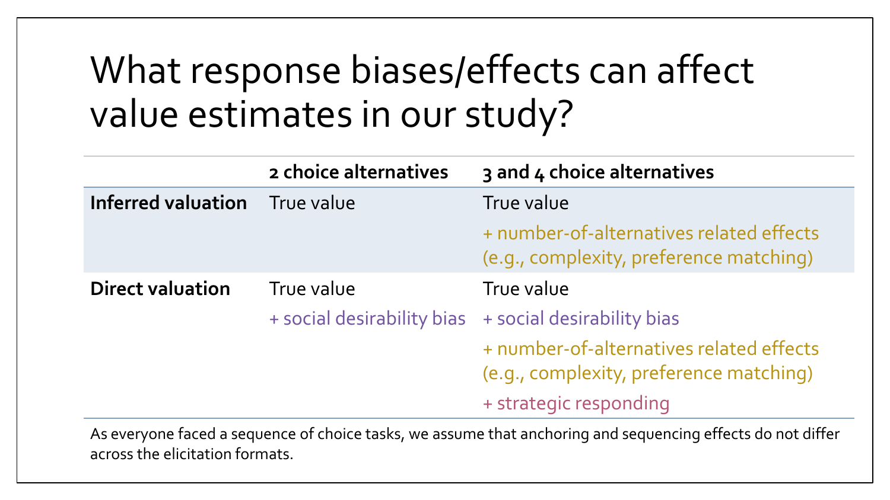# What response biases/effects can affect value estimates in our study?

| | 2 choice alternatives | 3 and 4 choice alternatives |
|---|---|---|
| **Inferred valuation** | True value | True value<br>+ number-of-alternatives related effects (e.g., complexity, preference matching) |
| **Direct valuation** | True value<br>+ social desirability bias | True value<br>+ social desirability bias<br>+ number-of-alternatives related effects (e.g., complexity, preference matching)<br>+ strategic responding |

As everyone faced a sequence of choice tasks, we assume that anchoring and sequencing effects do not differ across the elicitation formats.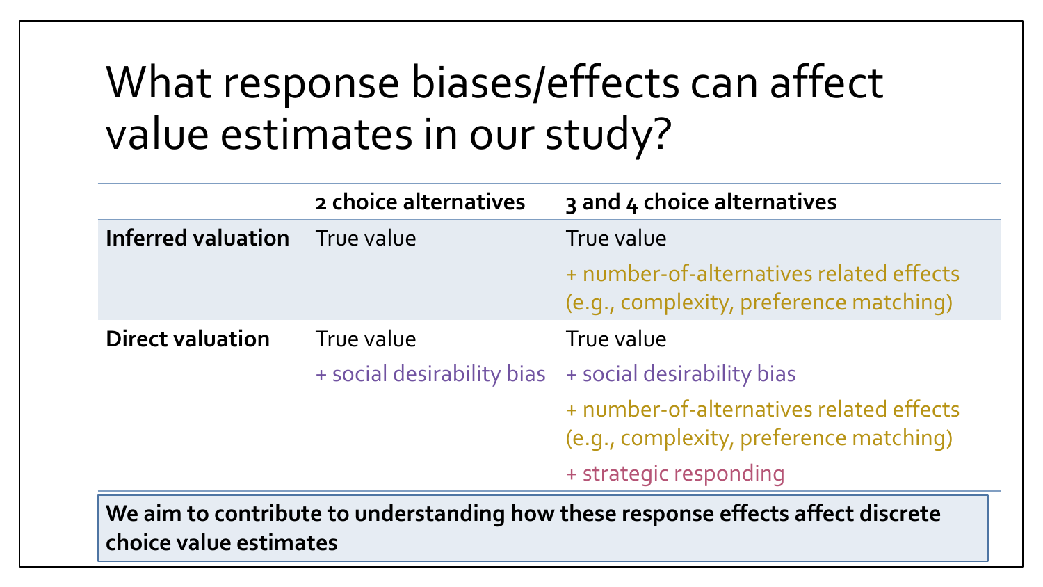# What response biases/effects can affect value estimates in our study?

| | 2 choice alternatives | 3 and 4 choice alternatives |
|---|---|---|
| **Inferred valuation** | True value | True value<br>+ number-of-alternatives related effects (e.g., complexity, preference matching) |
| **Direct valuation** | True value<br>+ social desirability bias | True value<br>+ social desirability bias<br>+ number-of-alternatives related effects (e.g., complexity, preference matching)<br>+ strategic responding |

**We aim to contribute to understanding how these response effects affect discrete choice value estimates**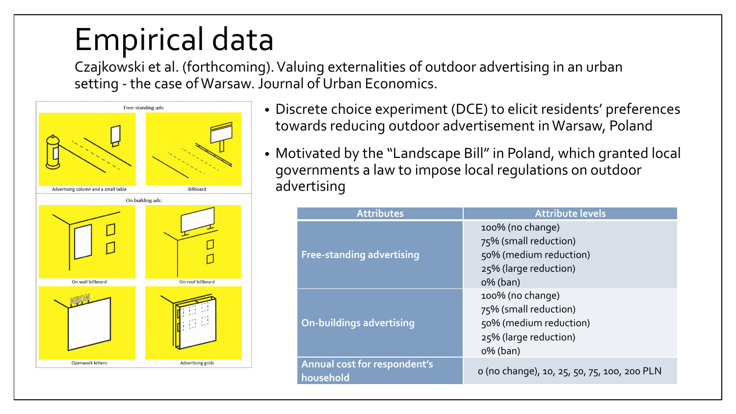# Empirical data

Czajkowski et al. (forthcoming). Valuing externalities of outdoor advertising in an urban setting - the case of Warsaw. Journal of Urban Economics.

Free-standing ads:

Advertising column and a small table

Billboard

On-building ads:

On-wall billboard

On-roof billboard

Openwork letters

Advertising grids

- Discrete choice experiment (DCE) to elicit residents' preferences towards reducing outdoor advertisement in Warsaw, Poland
- Motivated by the "Landscape Bill" in Poland, which granted local governments a law to impose local regulations on outdoor advertising

| Attributes | Attribute levels |
| --- | --- |
| Free-standing advertising | 100% (no change)<br>75% (small reduction)<br>50% (medium reduction)<br>25% (large reduction)<br>0% (ban) |
| On-buildings advertising | 100% (no change)<br>75% (small reduction)<br>50% (medium reduction)<br>25% (large reduction)<br>0% (ban) |
| Annual cost for respondent's household | 0 (no change), 10, 25, 50, 75, 100, 200 PLN |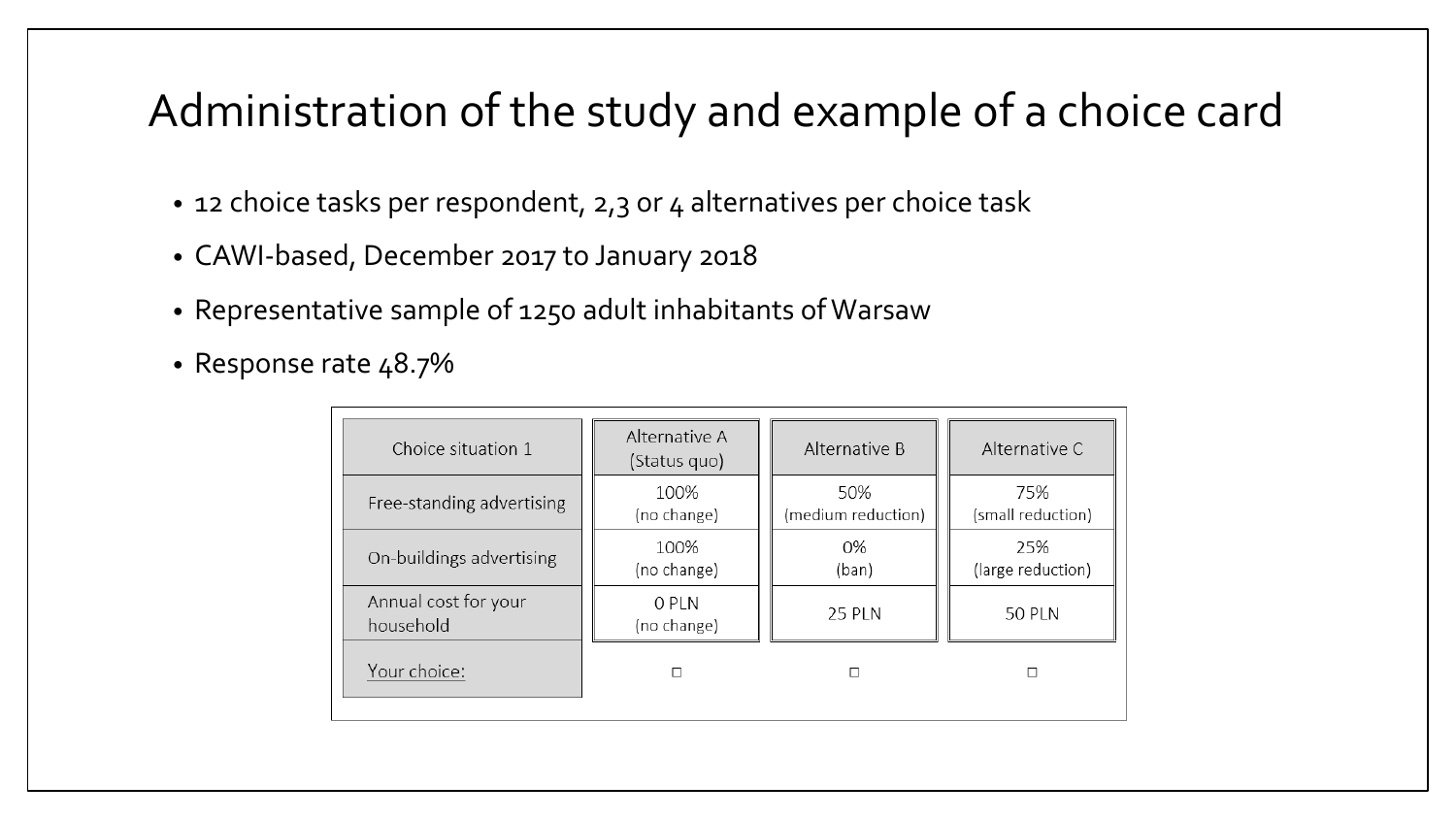# Administration of the study and example of a choice card

- 12 choice tasks per respondent, 2,3 or 4 alternatives per choice task
- CAWI-based, December 2017 to January 2018
- Representative sample of 1250 adult inhabitants of Warsaw
- Response rate 48.7%

| Choice situation 1 | Alternative A (Status quo) | Alternative B | Alternative C |
| --- | --- | --- | --- |
| Free-standing advertising | 100% (no change) | 50% (medium reduction) | 75% (small reduction) |
| On-buildings advertising | 100% (no change) | 0% (ban) | 25% (large reduction) |
| Annual cost for your household | 0 PLN (no change) | 25 PLN | 50 PLN |
| Your choice: | ☐ | ☐ | ☐ |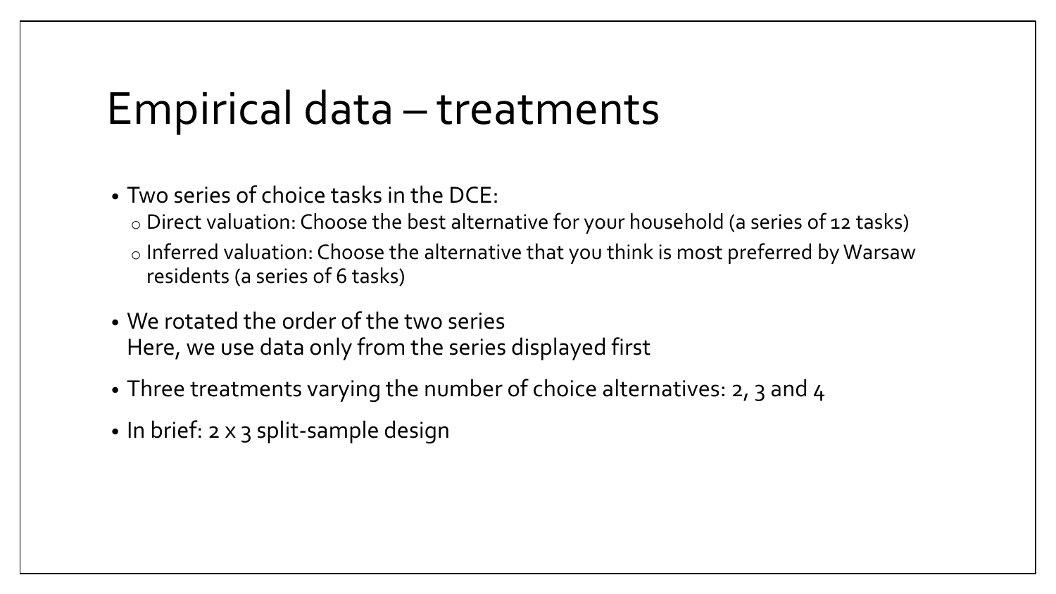# Empirical data – treatments

- Two series of choice tasks in the DCE:
  - Direct valuation: Choose the best alternative for your household (a series of 12 tasks)
  - Inferred valuation: Choose the alternative that you think is most preferred by Warsaw residents (a series of 6 tasks)
- We rotated the order of the two series
  Here, we use data only from the series displayed first
- Three treatments varying the number of choice alternatives: 2, 3 and 4
- In brief: 2 x 3 split-sample design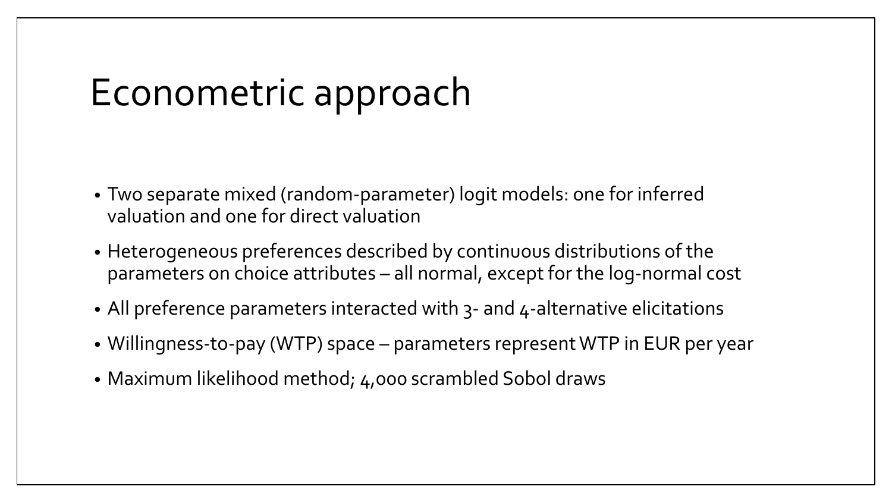# Econometric approach

- Two separate mixed (random-parameter) logit models: one for inferred valuation and one for direct valuation
- Heterogeneous preferences described by continuous distributions of the parameters on choice attributes – all normal, except for the log-normal cost
- All preference parameters interacted with 3- and 4-alternative elicitations
- Willingness-to-pay (WTP) space – parameters represent WTP in EUR per year
- Maximum likelihood method; 4,000 scrambled Sobol draws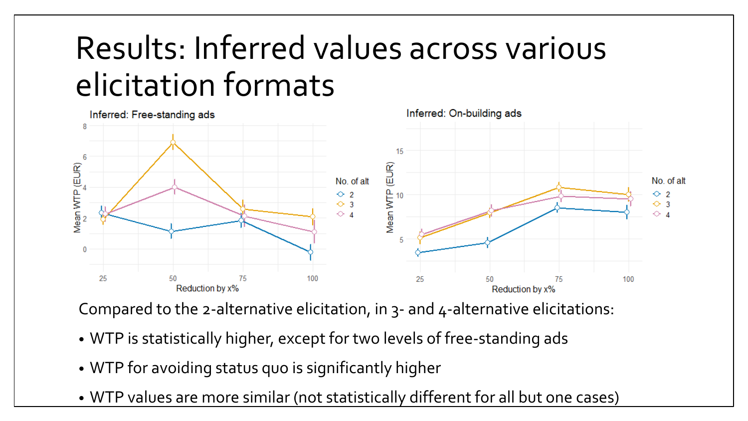# Results: Inferred values across various elicitation formats

Compared to the 2-alternative elicitation, in 3- and 4-alternative elicitations:

- WTP is statistically higher, except for two levels of free-standing ads
- WTP for avoiding status quo is significantly higher
- WTP values are more similar (not statistically different for all but one cases)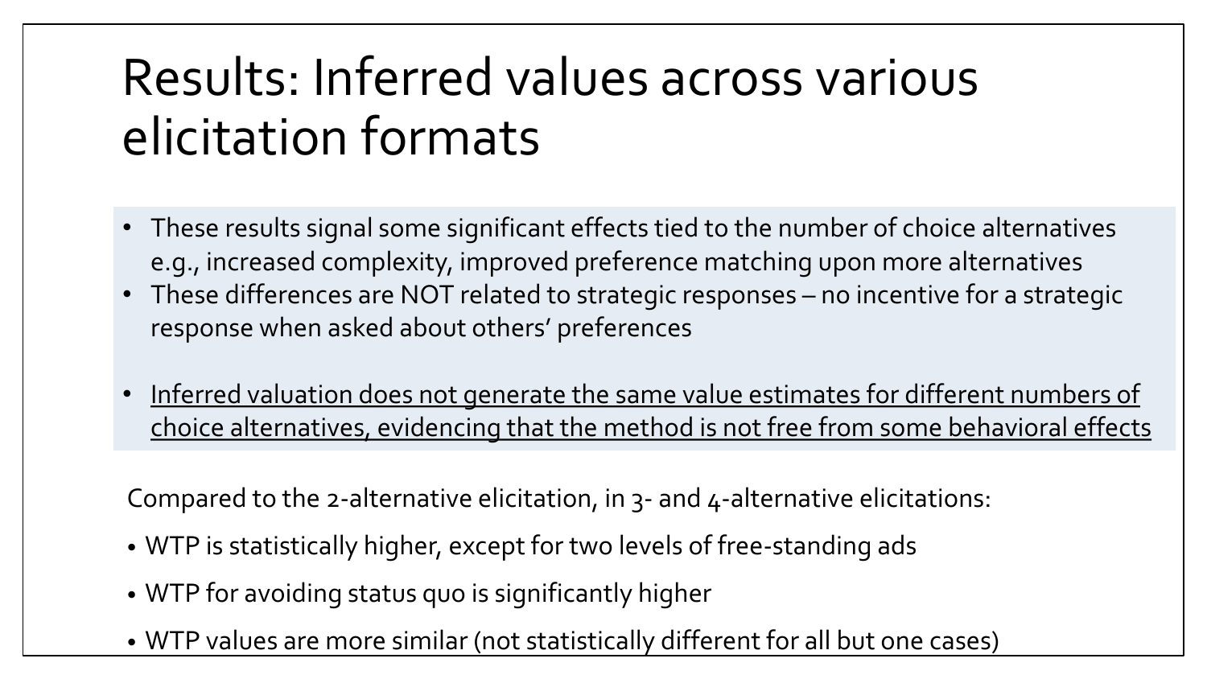# Results: Inferred values across various elicitation formats

- These results signal some significant effects tied to the number of choice alternatives e.g., increased complexity, improved preference matching upon more alternatives
- These differences are NOT related to strategic responses – no incentive for a strategic response when asked about others' preferences

- <u>Inferred valuation does not generate the same value estimates for different numbers of choice alternatives, evidencing that the method is not free from some behavioral effects</u>

Compared to the 2-alternative elicitation, in 3- and 4-alternative elicitations:

- WTP is statistically higher, except for two levels of free-standing ads
- WTP for avoiding status quo is significantly higher
- WTP values are more similar (not statistically different for all but one cases)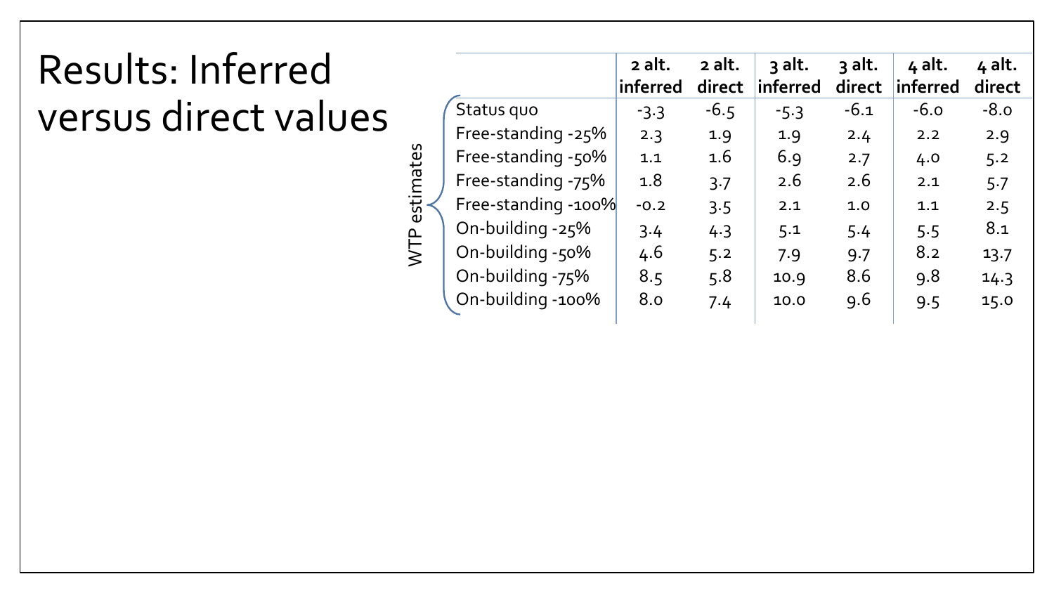# Results: Inferred versus direct values

| WTP estimates | 2 alt. inferred | 2 alt. direct | 3 alt. inferred | 3 alt. direct | 4 alt. inferred | 4 alt. direct |
|---|---|---|---|---|---|---|
| Status quo | -3.3 | -6.5 | -5.3 | -6.1 | -6.0 | -8.0 |
| Free-standing -25% | 2.3 | 1.9 | 1.9 | 2.4 | 2.2 | 2.9 |
| Free-standing -50% | 1.1 | 1.6 | 6.9 | 2.7 | 4.0 | 5.2 |
| Free-standing -75% | 1.8 | 3.7 | 2.6 | 2.6 | 2.1 | 5.7 |
| Free-standing -100% | -0.2 | 3.5 | 2.1 | 1.0 | 1.1 | 2.5 |
| On-building -25% | 3.4 | 4.3 | 5.1 | 5.4 | 5.5 | 8.1 |
| On-building -50% | 4.6 | 5.2 | 7.9 | 9.7 | 8.2 | 13.7 |
| On-building -75% | 8.5 | 5.8 | 10.9 | 8.6 | 9.8 | 14.3 |
| On-building -100% | 8.0 | 7.4 | 10.0 | 9.6 | 9.5 | 15.0 |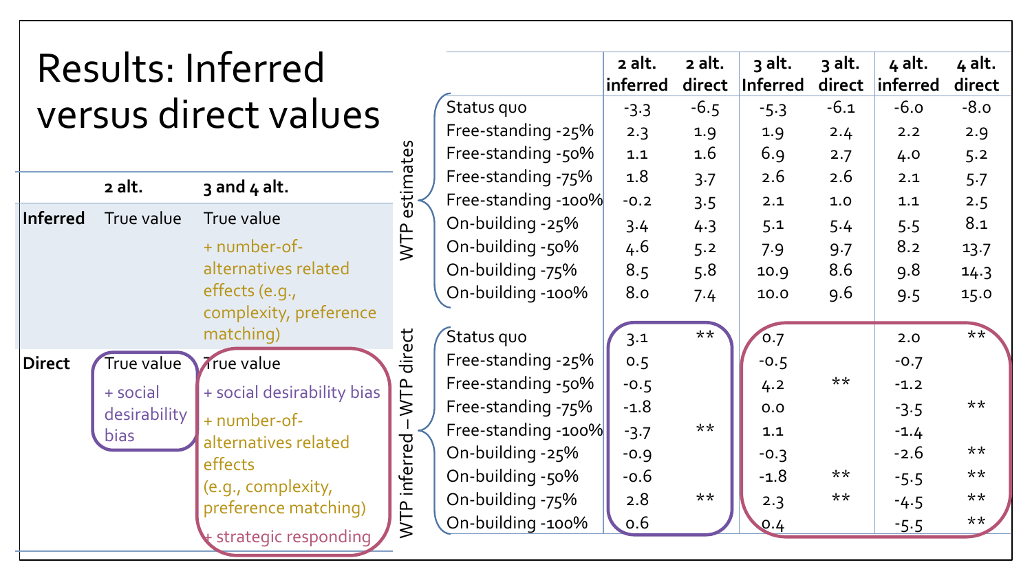# Results: Inferred versus direct values

| | 2 alt. | 3 and 4 alt. |
|---|---|---|
| **Inferred** | True value | True value + number-of-alternatives related effects (e.g., complexity, preference matching) |
| **Direct** | True value + social desirability bias | True value + social desirability bias + number-of-alternatives related effects (e.g., complexity, preference matching) + strategic responding |

| | | 2 alt. inferred | 2 alt. direct | 3 alt. Inferred | 3 alt. direct | 4 alt. inferred | 4 alt. direct |
|---|---|---|---|---|---|---|---|
| WTP estimates | Status quo | -3.3 | -6.5 | -5.3 | -6.1 | -6.0 | -8.0 |
| | Free-standing -25% | 2.3 | 1.9 | 1.9 | 2.4 | 2.2 | 2.9 |
| | Free-standing -50% | 1.1 | 1.6 | 6.9 | 2.7 | 4.0 | 5.2 |
| | Free-standing -75% | 1.8 | 3.7 | 2.6 | 2.6 | 2.1 | 5.7 |
| | Free-standing -100% | -0.2 | 3.5 | 2.1 | 1.0 | 1.1 | 2.5 |
| | On-building -25% | 3.4 | 4.3 | 5.1 | 5.4 | 5.5 | 8.1 |
| | On-building -50% | 4.6 | 5.2 | 7.9 | 9.7 | 8.2 | 13.7 |
| | On-building -75% | 8.5 | 5.8 | 10.9 | 8.6 | 9.8 | 14.3 |
| | On-building -100% | 8.0 | 7.4 | 10.0 | 9.6 | 9.5 | 15.0 |
| WTP inferred – WTP direct | Status quo | 3.1 | ** | 0.7 | | 2.0 | ** |
| | Free-standing -25% | 0.5 | | -0.5 | | -0.7 | |
| | Free-standing -50% | -0.5 | | 4.2 | ** | -1.2 | |
| | Free-standing -75% | -1.8 | | 0.0 | | -3.5 | ** |
| | Free-standing -100% | -3.7 | ** | 1.1 | | -1.4 | |
| | On-building -25% | -0.9 | | -0.3 | | -2.6 | ** |
| | On-building -50% | -0.6 | | -1.8 | ** | -5.5 | ** |
| | On-building -75% | 2.8 | ** | 2.3 | ** | -4.5 | ** |
| | On-building -100% | 0.6 | | 0.4 | | -5.5 | ** |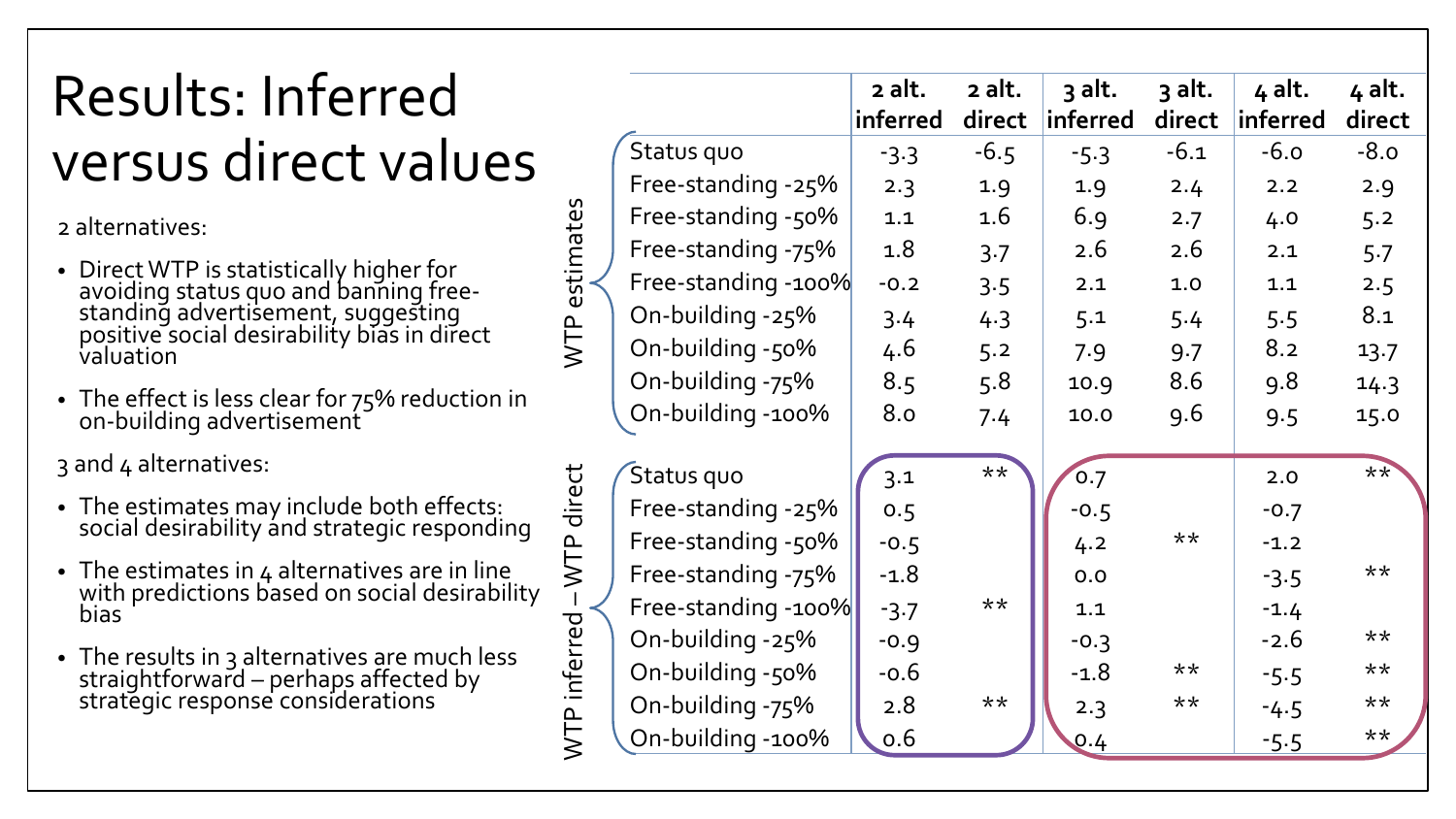# Results: Inferred versus direct values

2 alternatives:

- Direct WTP is statistically higher for avoiding status quo and banning free-standing advertisement, suggesting positive social desirability bias in direct valuation
- The effect is less clear for 75% reduction in on-building advertisement

3 and 4 alternatives:

- The estimates may include both effects: social desirability and strategic responding
- The estimates in 4 alternatives are in line with predictions based on social desirability bias
- The results in 3 alternatives are much less straightforward – perhaps affected by strategic response considerations

| | | 2 alt. inferred | 2 alt. direct | 3 alt. inferred | 3 alt. direct | 4 alt. inferred | 4 alt. direct |
|---|---|---|---|---|---|---|---|
| WTP estimates | Status quo | -3.3 | -6.5 | -5.3 | -6.1 | -6.0 | -8.0 |
| | Free-standing -25% | 2.3 | 1.9 | 1.9 | 2.4 | 2.2 | 2.9 |
| | Free-standing -50% | 1.1 | 1.6 | 6.9 | 2.7 | 4.0 | 5.2 |
| | Free-standing -75% | 1.8 | 3.7 | 2.6 | 2.6 | 2.1 | 5.7 |
| | Free-standing -100% | -0.2 | 3.5 | 2.1 | 1.0 | 1.1 | 2.5 |
| | On-building -25% | 3.4 | 4.3 | 5.1 | 5.4 | 5.5 | 8.1 |
| | On-building -50% | 4.6 | 5.2 | 7.9 | 9.7 | 8.2 | 13.7 |
| | On-building -75% | 8.5 | 5.8 | 10.9 | 8.6 | 9.8 | 14.3 |
| | On-building -100% | 8.0 | 7.4 | 10.0 | 9.6 | 9.5 | 15.0 |
| WTP inferred – WTP direct | Status quo | 3.1 | ** | 0.7 | | 2.0 | ** |
| | Free-standing -25% | 0.5 | | -0.5 | | -0.7 | |
| | Free-standing -50% | -0.5 | | 4.2 | ** | -1.2 | |
| | Free-standing -75% | -1.8 | | 0.0 | | -3.5 | ** |
| | Free-standing -100% | -3.7 | ** | 1.1 | | -1.4 | |
| | On-building -25% | -0.9 | | -0.3 | | -2.6 | ** |
| | On-building -50% | -0.6 | | -1.8 | ** | -5.5 | ** |
| | On-building -75% | 2.8 | ** | 2.3 | ** | -4.5 | ** |
| | On-building -100% | 0.6 | | 0.4 | | -5.5 | ** |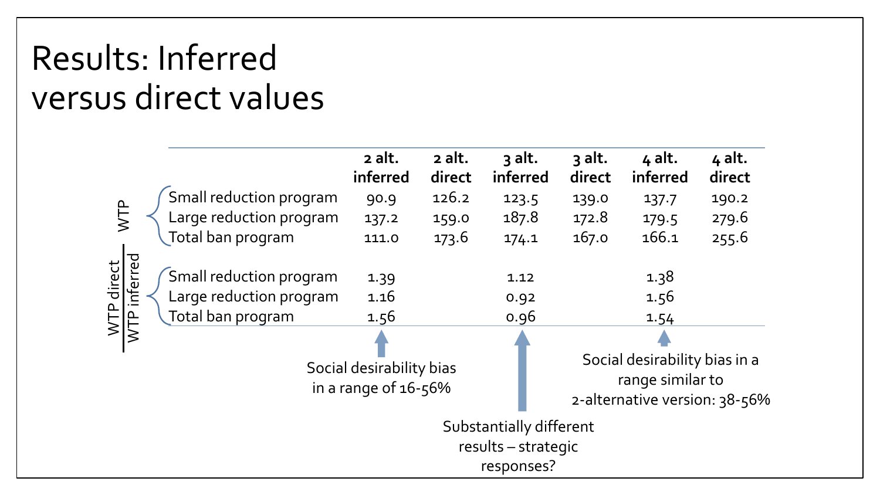# Results: Inferred versus direct values

| | | 2 alt. inferred | 2 alt. direct | 3 alt. inferred | 3 alt. direct | 4 alt. inferred | 4 alt. direct |
|---|---|---|---|---|---|---|---|
| WTP | Small reduction program | 90.9 | 126.2 | 123.5 | 139.0 | 137.7 | 190.2 |
| | Large reduction program | 137.2 | 159.0 | 187.8 | 172.8 | 179.5 | 279.6 |
| | Total ban program | 111.0 | 173.6 | 174.1 | 167.0 | 166.1 | 255.6 |
| $\frac{\text{WTP direct}}{\text{WTP inferred}}$ | Small reduction program | 1.39 | | 1.12 | | 1.38 | |
| | Large reduction program | 1.16 | | 0.92 | | 1.56 | |
| | Total ban program | 1.56 | | 0.96 | | 1.54 | |

Social desirability bias in a range of 16-56%

Substantially different results – strategic responses?

Social desirability bias in a range similar to 2-alternative version: 38-56%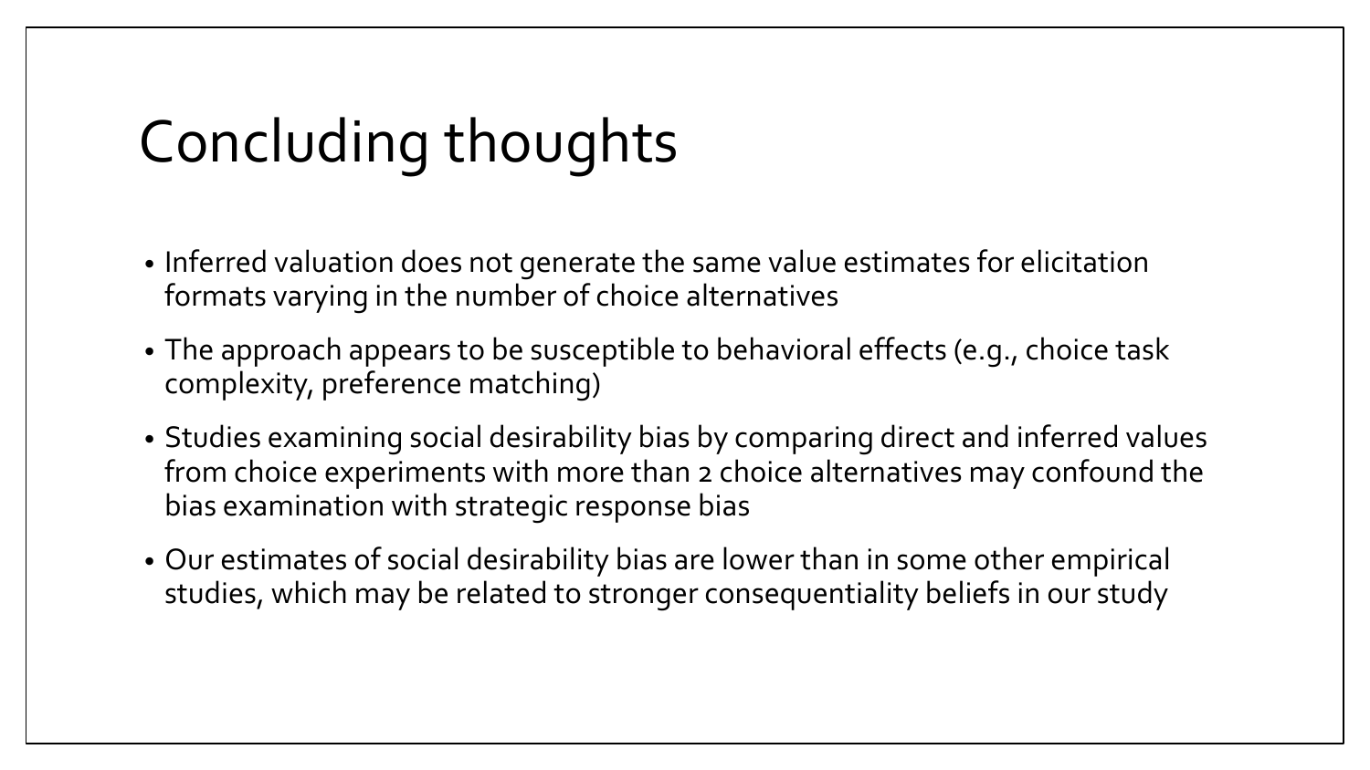# Concluding thoughts

- Inferred valuation does not generate the same value estimates for elicitation formats varying in the number of choice alternatives
- The approach appears to be susceptible to behavioral effects (e.g., choice task complexity, preference matching)
- Studies examining social desirability bias by comparing direct and inferred values from choice experiments with more than 2 choice alternatives may confound the bias examination with strategic response bias
- Our estimates of social desirability bias are lower than in some other empirical studies, which may be related to stronger consequentiality beliefs in our study